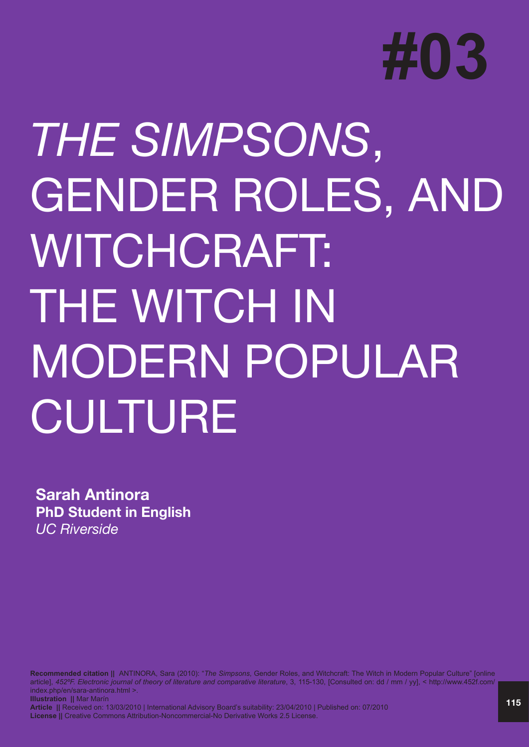# #03

# *THE SIMPSONS*, GENDER ROLES, AND WITCHCRAFT: THE WITCH IN MODERN POPULAR CULTURE

**Sarah Antinora**
**PhD Student in English**
*UC Riverside*

**Recommended citation ||** ANTINORA, Sara (2010): "*The Simpsons*, Gender Roles, and Witchcraft: The Witch in Modern Popular Culture" [online article], *452ºF. Electronic journal of theory of literature and comparative literature*, 3, 115-130, [Consulted on: dd / mm / yy], < http://www.452f.com/index.php/en/sara-antinora.html >.
**Illustration ||** Mar Marín
**Article ||** Received on: 13/03/2010 | International Advisory Board's suitability: 23/04/2010 | Published on: 07/2010
**License ||** Creative Commons Attribution-Noncommercial-No Derivative Works 2.5 License.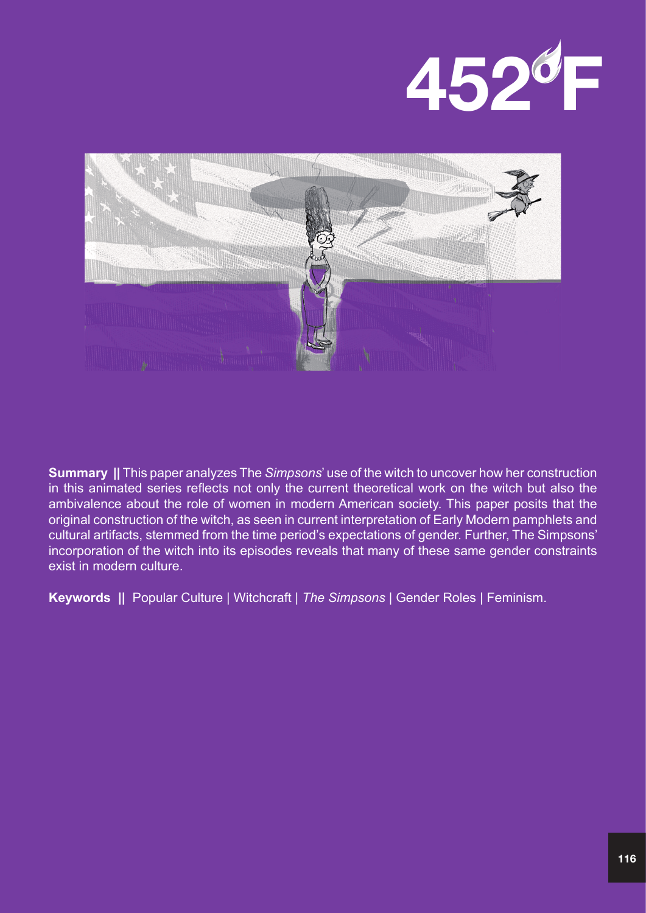**Summary ||** This paper analyzes The *Simpsons*' use of the witch to uncover how her construction in this animated series reflects not only the current theoretical work on the witch but also the ambivalence about the role of women in modern American society. This paper posits that the original construction of the witch, as seen in current interpretation of Early Modern pamphlets and cultural artifacts, stemmed from the time period's expectations of gender. Further, The Simpsons' incorporation of the witch into its episodes reveals that many of these same gender constraints exist in modern culture.

**Keywords ||** Popular Culture | Witchcraft | *The Simpsons* | Gender Roles | Feminism.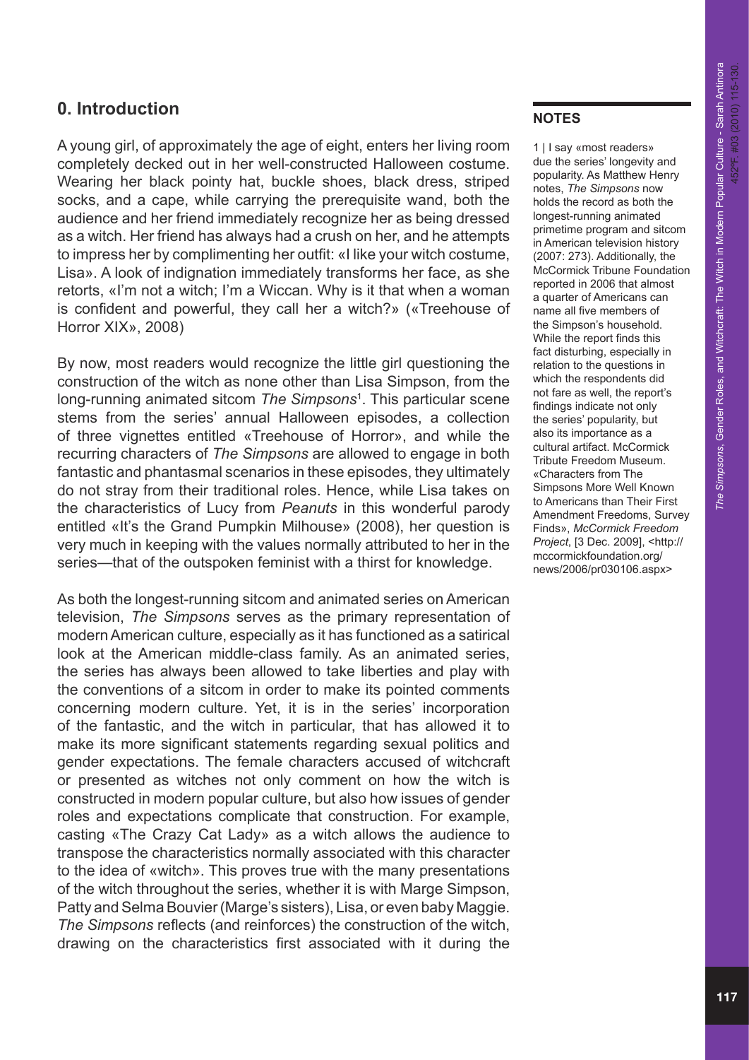## 0. Introduction

A young girl, of approximately the age of eight, enters her living room completely decked out in her well-constructed Halloween costume. Wearing her black pointy hat, buckle shoes, black dress, striped socks, and a cape, while carrying the prerequisite wand, both the audience and her friend immediately recognize her as being dressed as a witch. Her friend has always had a crush on her, and he attempts to impress her by complimenting her outfit: «I like your witch costume, Lisa». A look of indignation immediately transforms her face, as she retorts, «I'm not a witch; I'm a Wiccan. Why is it that when a woman is confident and powerful, they call her a witch?» («Treehouse of Horror XIX», 2008)

By now, most readers would recognize the little girl questioning the construction of the witch as none other than Lisa Simpson, from the long-running animated sitcom *The Simpsons*[1]. This particular scene stems from the series' annual Halloween episodes, a collection of three vignettes entitled «Treehouse of Horror», and while the recurring characters of *The Simpsons* are allowed to engage in both fantastic and phantasmal scenarios in these episodes, they ultimately do not stray from their traditional roles. Hence, while Lisa takes on the characteristics of Lucy from *Peanuts* in this wonderful parody entitled «It's the Grand Pumpkin Milhouse» (2008), her question is very much in keeping with the values normally attributed to her in the series—that of the outspoken feminist with a thirst for knowledge.

As both the longest-running sitcom and animated series on American television, *The Simpsons* serves as the primary representation of modern American culture, especially as it has functioned as a satirical look at the American middle-class family. As an animated series, the series has always been allowed to take liberties and play with the conventions of a sitcom in order to make its pointed comments concerning modern culture. Yet, it is in the series' incorporation of the fantastic, and the witch in particular, that has allowed it to make its more significant statements regarding sexual politics and gender expectations. The female characters accused of witchcraft or presented as witches not only comment on how the witch is constructed in modern popular culture, but also how issues of gender roles and expectations complicate that construction. For example, casting «The Crazy Cat Lady» as a witch allows the audience to transpose the characteristics normally associated with this character to the idea of «witch». This proves true with the many presentations of the witch throughout the series, whether it is with Marge Simpson, Patty and Selma Bouvier (Marge's sisters), Lisa, or even baby Maggie. *The Simpsons* reflects (and reinforces) the construction of the witch, drawing on the characteristics first associated with it during the

**NOTES**

1 | I say «most readers» due the series' longevity and popularity. As Matthew Henry notes, *The Simpsons* now holds the record as both the longest-running animated primetime program and sitcom in American television history (2007: 273). Additionally, the McCormick Tribune Foundation reported in 2006 that almost a quarter of Americans can name all five members of the Simpson's household. While the report finds this fact disturbing, especially in relation to the questions in which the respondents did not fare as well, the report's findings indicate not only the series' popularity, but also its importance as a cultural artifact. McCormick Tribute Freedom Museum. «Characters from The Simpsons More Well Known to Americans than Their First Amendment Freedoms, Survey Finds», *McCormick Freedom Project*, [3 Dec. 2009], <http://mccormickfoundation.org/news/2006/pr030106.aspx>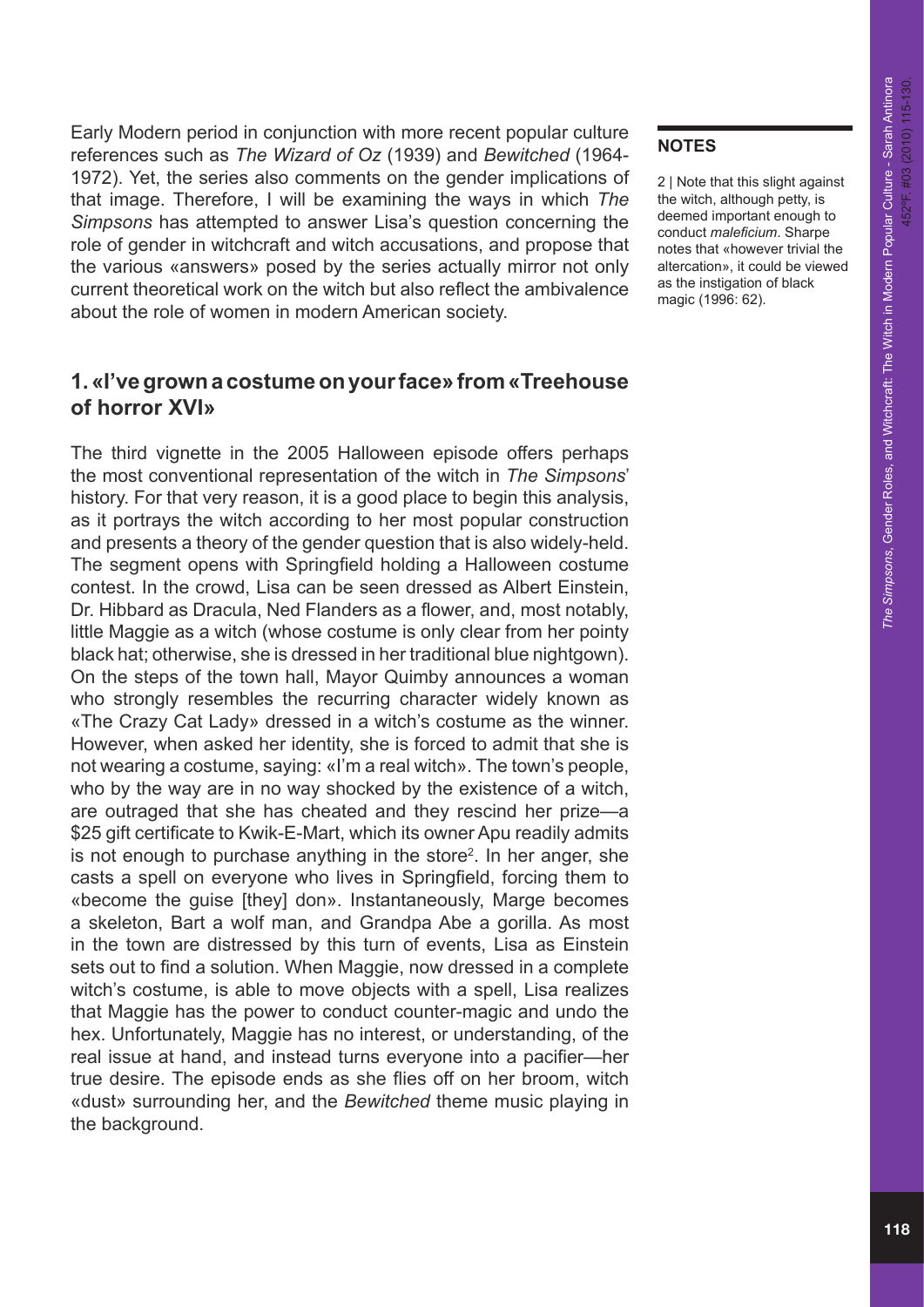Early Modern period in conjunction with more recent popular culture references such as *The Wizard of Oz* (1939) and *Bewitched* (1964-1972). Yet, the series also comments on the gender implications of that image. Therefore, I will be examining the ways in which *The Simpsons* has attempted to answer Lisa's question concerning the role of gender in witchcraft and witch accusations, and propose that the various «answers» posed by the series actually mirror not only current theoretical work on the witch but also reflect the ambivalence about the role of women in modern American society.

## 1. «I've grown a costume on your face» from «Treehouse of horror XVI»

The third vignette in the 2005 Halloween episode offers perhaps the most conventional representation of the witch in *The Simpsons*' history. For that very reason, it is a good place to begin this analysis, as it portrays the witch according to her most popular construction and presents a theory of the gender question that is also widely-held. The segment opens with Springfield holding a Halloween costume contest. In the crowd, Lisa can be seen dressed as Albert Einstein, Dr. Hibbard as Dracula, Ned Flanders as a flower, and, most notably, little Maggie as a witch (whose costume is only clear from her pointy black hat; otherwise, she is dressed in her traditional blue nightgown). On the steps of the town hall, Mayor Quimby announces a woman who strongly resembles the recurring character widely known as «The Crazy Cat Lady» dressed in a witch's costume as the winner. However, when asked her identity, she is forced to admit that she is not wearing a costume, saying: «I'm a real witch». The town's people, who by the way are in no way shocked by the existence of a witch, are outraged that she has cheated and they rescind her prize—a \$25 gift certificate to Kwik-E-Mart, which its owner Apu readily admits is not enough to purchase anything in the store[2]. In her anger, she casts a spell on everyone who lives in Springfield, forcing them to «become the guise [they] don». Instantaneously, Marge becomes a skeleton, Bart a wolf man, and Grandpa Abe a gorilla. As most in the town are distressed by this turn of events, Lisa as Einstein sets out to find a solution. When Maggie, now dressed in a complete witch's costume, is able to move objects with a spell, Lisa realizes that Maggie has the power to conduct counter-magic and undo the hex. Unfortunately, Maggie has no interest, or understanding, of the real issue at hand, and instead turns everyone into a pacifier—her true desire. The episode ends as she flies off on her broom, witch «dust» surrounding her, and the *Bewitched* theme music playing in the background.

**NOTES**

2 | Note that this slight against the witch, although petty, is deemed important enough to conduct *maleficium*. Sharpe notes that «however trivial the altercation», it could be viewed as the instigation of black magic (1996: 62).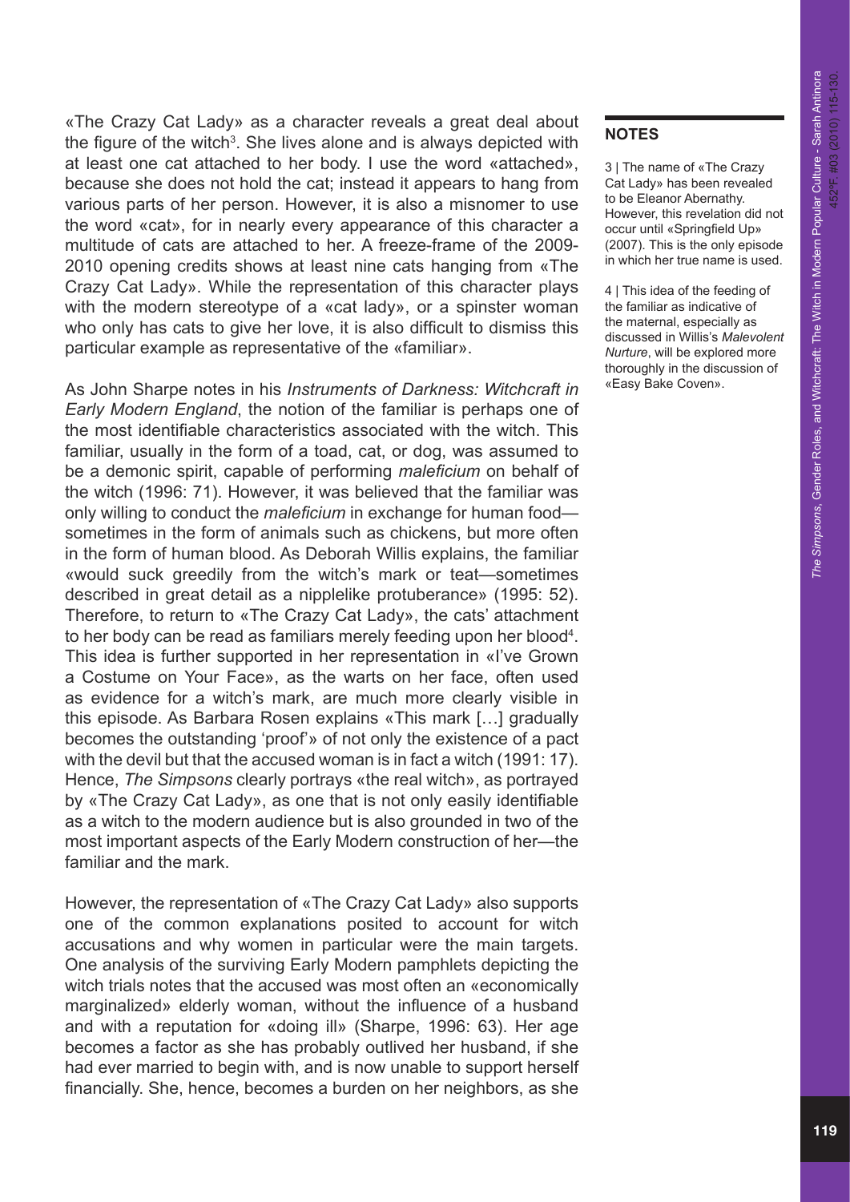«The Crazy Cat Lady» as a character reveals a great deal about the figure of the witch[3]. She lives alone and is always depicted with at least one cat attached to her body. I use the word «attached», because she does not hold the cat; instead it appears to hang from various parts of her person. However, it is also a misnomer to use the word «cat», for in nearly every appearance of this character a multitude of cats are attached to her. A freeze-frame of the 2009-2010 opening credits shows at least nine cats hanging from «The Crazy Cat Lady». While the representation of this character plays with the modern stereotype of a «cat lady», or a spinster woman who only has cats to give her love, it is also difficult to dismiss this particular example as representative of the «familiar».

As John Sharpe notes in his *Instruments of Darkness: Witchcraft in Early Modern England*, the notion of the familiar is perhaps one of the most identifiable characteristics associated with the witch. This familiar, usually in the form of a toad, cat, or dog, was assumed to be a demonic spirit, capable of performing *maleficium* on behalf of the witch (1996: 71). However, it was believed that the familiar was only willing to conduct the *maleficium* in exchange for human food—sometimes in the form of animals such as chickens, but more often in the form of human blood. As Deborah Willis explains, the familiar «would suck greedily from the witch's mark or teat—sometimes described in great detail as a nipplelike protuberance» (1995: 52). Therefore, to return to «The Crazy Cat Lady», the cats' attachment to her body can be read as familiars merely feeding upon her blood[4]. This idea is further supported in her representation in «I've Grown a Costume on Your Face», as the warts on her face, often used as evidence for a witch's mark, are much more clearly visible in this episode. As Barbara Rosen explains «This mark […] gradually becomes the outstanding 'proof'» of not only the existence of a pact with the devil but that the accused woman is in fact a witch (1991: 17). Hence, *The Simpsons* clearly portrays «the real witch», as portrayed by «The Crazy Cat Lady», as one that is not only easily identifiable as a witch to the modern audience but is also grounded in two of the most important aspects of the Early Modern construction of her—the familiar and the mark.

However, the representation of «The Crazy Cat Lady» also supports one of the common explanations posited to account for witch accusations and why women in particular were the main targets. One analysis of the surviving Early Modern pamphlets depicting the witch trials notes that the accused was most often an «economically marginalized» elderly woman, without the influence of a husband and with a reputation for «doing ill» (Sharpe, 1996: 63). Her age becomes a factor as she has probably outlived her husband, if she had ever married to begin with, and is now unable to support herself financially. She, hence, becomes a burden on her neighbors, as she

## NOTES

3 | The name of «The Crazy Cat Lady» has been revealed to be Eleanor Abernathy. However, this revelation did not occur until «Springfield Up» (2007). This is the only episode in which her true name is used.

4 | This idea of the feeding of the familiar as indicative of the maternal, especially as discussed in Willis's *Malevolent Nurture*, will be explored more thoroughly in the discussion of «Easy Bake Coven».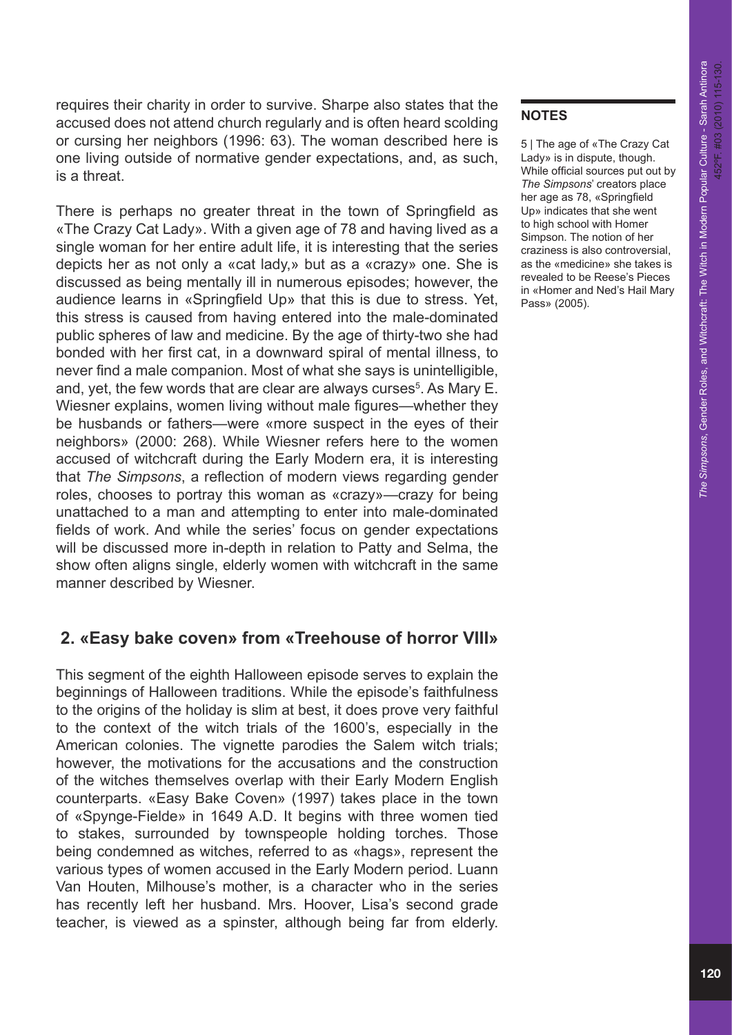requires their charity in order to survive. Sharpe also states that the accused does not attend church regularly and is often heard scolding or cursing her neighbors (1996: 63). The woman described here is one living outside of normative gender expectations, and, as such, is a threat.

There is perhaps no greater threat in the town of Springfield as «The Crazy Cat Lady». With a given age of 78 and having lived as a single woman for her entire adult life, it is interesting that the series depicts her as not only a «cat lady,» but as a «crazy» one. She is discussed as being mentally ill in numerous episodes; however, the audience learns in «Springfield Up» that this is due to stress. Yet, this stress is caused from having entered into the male-dominated public spheres of law and medicine. By the age of thirty-two she had bonded with her first cat, in a downward spiral of mental illness, to never find a male companion. Most of what she says is unintelligible, and, yet, the few words that are clear are always curses[5]. As Mary E. Wiesner explains, women living without male figures—whether they be husbands or fathers—were «more suspect in the eyes of their neighbors» (2000: 268). While Wiesner refers here to the women accused of witchcraft during the Early Modern era, it is interesting that *The Simpsons*, a reflection of modern views regarding gender roles, chooses to portray this woman as «crazy»—crazy for being unattached to a man and attempting to enter into male-dominated fields of work. And while the series' focus on gender expectations will be discussed more in-depth in relation to Patty and Selma, the show often aligns single, elderly women with witchcraft in the same manner described by Wiesner.

## 2. «Easy bake coven» from «Treehouse of horror VIII»

This segment of the eighth Halloween episode serves to explain the beginnings of Halloween traditions. While the episode's faithfulness to the origins of the holiday is slim at best, it does prove very faithful to the context of the witch trials of the 1600's, especially in the American colonies. The vignette parodies the Salem witch trials; however, the motivations for the accusations and the construction of the witches themselves overlap with their Early Modern English counterparts. «Easy Bake Coven» (1997) takes place in the town of «Spynge-Fielde» in 1649 A.D. It begins with three women tied to stakes, surrounded by townspeople holding torches. Those being condemned as witches, referred to as «hags», represent the various types of women accused in the Early Modern period. Luann Van Houten, Milhouse's mother, is a character who in the series has recently left her husband. Mrs. Hoover, Lisa's second grade teacher, is viewed as a spinster, although being far from elderly.

**NOTES**

5 | The age of «The Crazy Cat Lady» is in dispute, though. While official sources put out by *The Simpsons*' creators place her age as 78, «Springfield Up» indicates that she went to high school with Homer Simpson. The notion of her craziness is also controversial, as the «medicine» she takes is revealed to be Reese's Pieces in «Homer and Ned's Hail Mary Pass» (2005).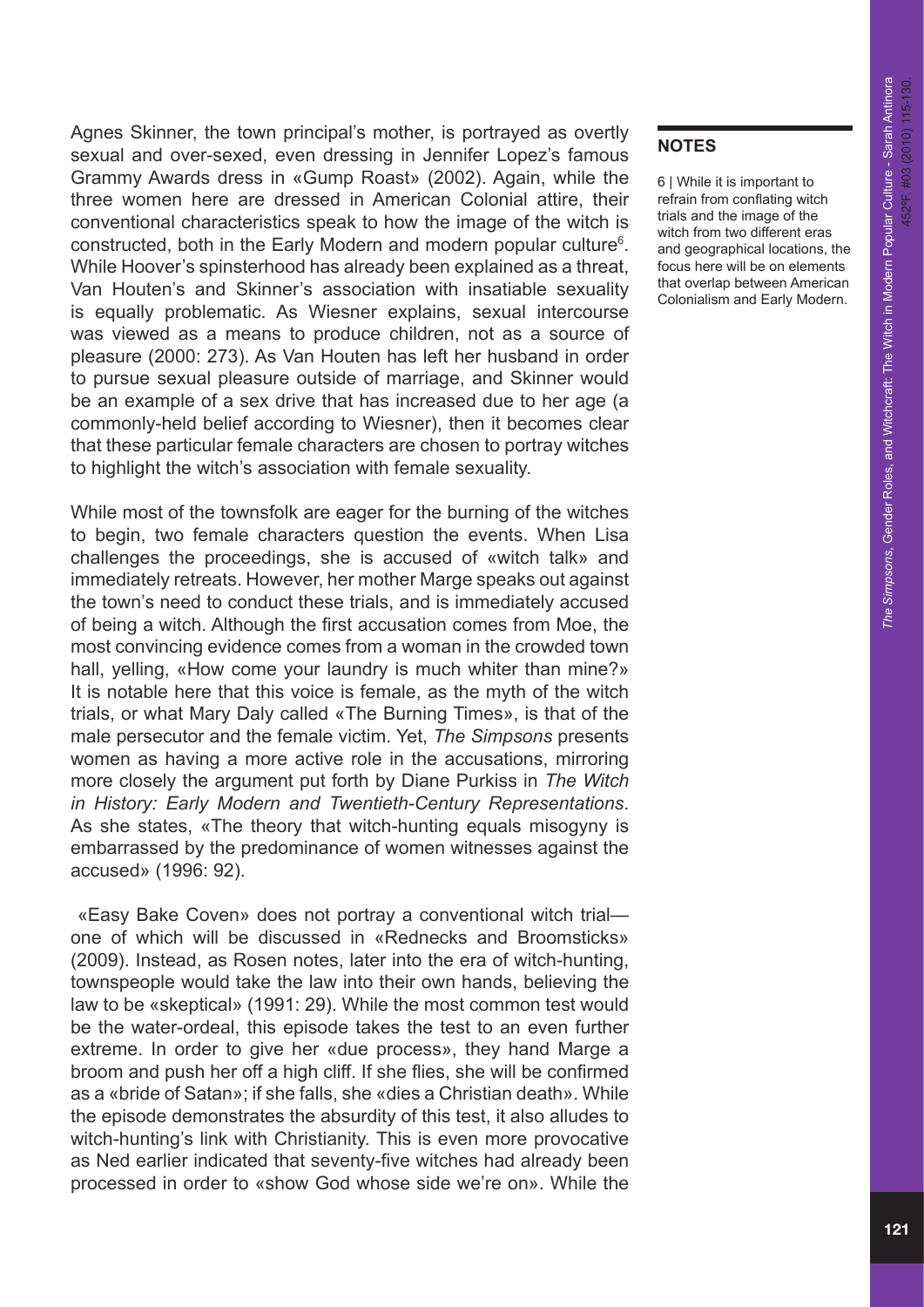Agnes Skinner, the town principal's mother, is portrayed as overtly sexual and over-sexed, even dressing in Jennifer Lopez's famous Grammy Awards dress in «Gump Roast» (2002). Again, while the three women here are dressed in American Colonial attire, their conventional characteristics speak to how the image of the witch is constructed, both in the Early Modern and modern popular culture[6]. While Hoover's spinsterhood has already been explained as a threat, Van Houten's and Skinner's association with insatiable sexuality is equally problematic. As Wiesner explains, sexual intercourse was viewed as a means to produce children, not as a source of pleasure (2000: 273). As Van Houten has left her husband in order to pursue sexual pleasure outside of marriage, and Skinner would be an example of a sex drive that has increased due to her age (a commonly-held belief according to Wiesner), then it becomes clear that these particular female characters are chosen to portray witches to highlight the witch's association with female sexuality.

While most of the townsfolk are eager for the burning of the witches to begin, two female characters question the events. When Lisa challenges the proceedings, she is accused of «witch talk» and immediately retreats. However, her mother Marge speaks out against the town's need to conduct these trials, and is immediately accused of being a witch. Although the first accusation comes from Moe, the most convincing evidence comes from a woman in the crowded town hall, yelling, «How come your laundry is much whiter than mine?» It is notable here that this voice is female, as the myth of the witch trials, or what Mary Daly called «The Burning Times», is that of the male persecutor and the female victim. Yet, *The Simpsons* presents women as having a more active role in the accusations, mirroring more closely the argument put forth by Diane Purkiss in *The Witch in History: Early Modern and Twentieth-Century Representations*. As she states, «The theory that witch-hunting equals misogyny is embarrassed by the predominance of women witnesses against the accused» (1996: 92).

«Easy Bake Coven» does not portray a conventional witch trial—one of which will be discussed in «Rednecks and Broomsticks» (2009). Instead, as Rosen notes, later into the era of witch-hunting, townspeople would take the law into their own hands, believing the law to be «skeptical» (1991: 29). While the most common test would be the water-ordeal, this episode takes the test to an even further extreme. In order to give her «due process», they hand Marge a broom and push her off a high cliff. If she flies, she will be confirmed as a «bride of Satan»; if she falls, she «dies a Christian death». While the episode demonstrates the absurdity of this test, it also alludes to witch-hunting's link with Christianity. This is even more provocative as Ned earlier indicated that seventy-five witches had already been processed in order to «show God whose side we're on». While the

**NOTES**

6 | While it is important to refrain from conflating witch trials and the image of the witch from two different eras and geographical locations, the focus here will be on elements that overlap between American Colonialism and Early Modern.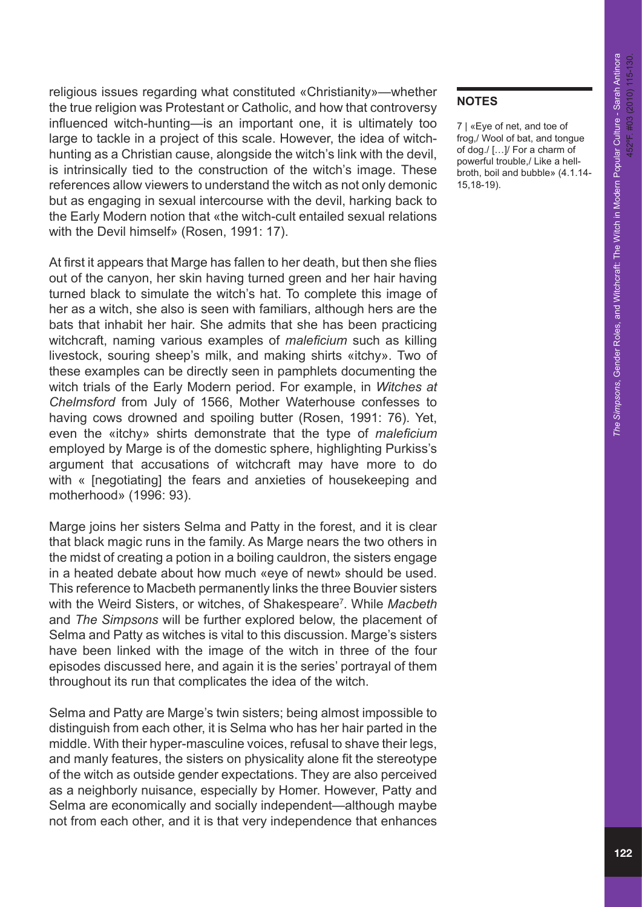religious issues regarding what constituted «Christianity»—whether the true religion was Protestant or Catholic, and how that controversy influenced witch-hunting—is an important one, it is ultimately too large to tackle in a project of this scale. However, the idea of witch-hunting as a Christian cause, alongside the witch's link with the devil, is intrinsically tied to the construction of the witch's image. These references allow viewers to understand the witch as not only demonic but as engaging in sexual intercourse with the devil, harking back to the Early Modern notion that «the witch-cult entailed sexual relations with the Devil himself» (Rosen, 1991: 17).

At first it appears that Marge has fallen to her death, but then she flies out of the canyon, her skin having turned green and her hair having turned black to simulate the witch's hat. To complete this image of her as a witch, she also is seen with familiars, although hers are the bats that inhabit her hair. She admits that she has been practicing witchcraft, naming various examples of *maleficium* such as killing livestock, souring sheep's milk, and making shirts «itchy». Two of these examples can be directly seen in pamphlets documenting the witch trials of the Early Modern period. For example, in *Witches at Chelmsford* from July of 1566, Mother Waterhouse confesses to having cows drowned and spoiling butter (Rosen, 1991: 76). Yet, even the «itchy» shirts demonstrate that the type of *maleficium* employed by Marge is of the domestic sphere, highlighting Purkiss's argument that accusations of witchcraft may have more to do with « [negotiating] the fears and anxieties of housekeeping and motherhood» (1996: 93).

Marge joins her sisters Selma and Patty in the forest, and it is clear that black magic runs in the family. As Marge nears the two others in the midst of creating a potion in a boiling cauldron, the sisters engage in a heated debate about how much «eye of newt» should be used. This reference to Macbeth permanently links the three Bouvier sisters with the Weird Sisters, or witches, of Shakespeare[7]. While *Macbeth* and *The Simpsons* will be further explored below, the placement of Selma and Patty as witches is vital to this discussion. Marge's sisters have been linked with the image of the witch in three of the four episodes discussed here, and again it is the series' portrayal of them throughout its run that complicates the idea of the witch.

Selma and Patty are Marge's twin sisters; being almost impossible to distinguish from each other, it is Selma who has her hair parted in the middle. With their hyper-masculine voices, refusal to shave their legs, and manly features, the sisters on physicality alone fit the stereotype of the witch as outside gender expectations. They are also perceived as a neighborly nuisance, especially by Homer. However, Patty and Selma are economically and socially independent—although maybe not from each other, and it is that very independence that enhances

**NOTES**

7 | «Eye of net, and toe of frog,/ Wool of bat, and tongue of dog./ […]/ For a charm of powerful trouble,/ Like a hell-broth, boil and bubble» (4.1.14-15,18-19).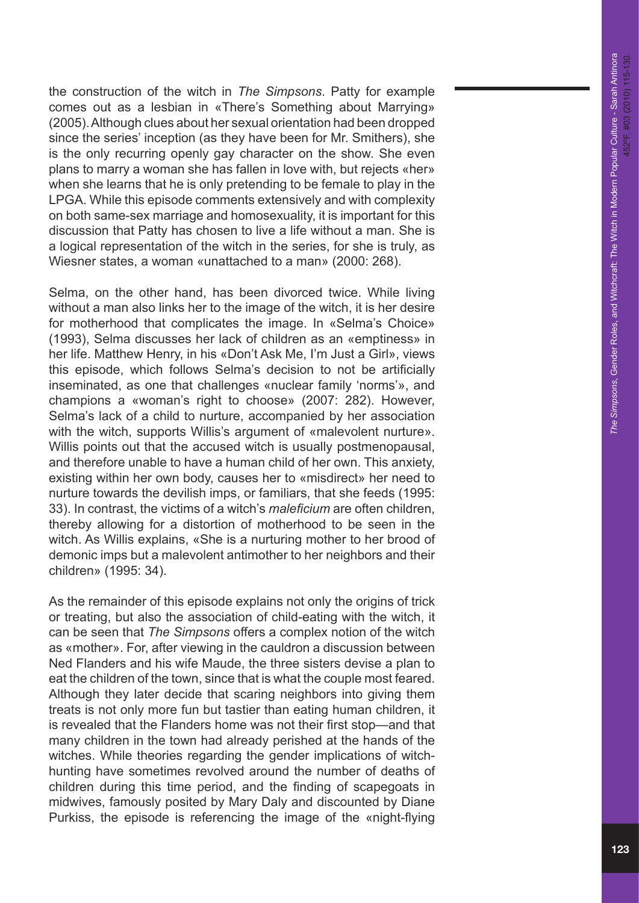the construction of the witch in *The Simpsons*. Patty for example comes out as a lesbian in «There's Something about Marrying» (2005). Although clues about her sexual orientation had been dropped since the series' inception (as they have been for Mr. Smithers), she is the only recurring openly gay character on the show. She even plans to marry a woman she has fallen in love with, but rejects «her» when she learns that he is only pretending to be female to play in the LPGA. While this episode comments extensively and with complexity on both same-sex marriage and homosexuality, it is important for this discussion that Patty has chosen to live a life without a man. She is a logical representation of the witch in the series, for she is truly, as Wiesner states, a woman «unattached to a man» (2000: 268).

Selma, on the other hand, has been divorced twice. While living without a man also links her to the image of the witch, it is her desire for motherhood that complicates the image. In «Selma's Choice» (1993), Selma discusses her lack of children as an «emptiness» in her life. Matthew Henry, in his «Don't Ask Me, I'm Just a Girl», views this episode, which follows Selma's decision to not be artificially inseminated, as one that challenges «nuclear family 'norms'», and champions a «woman's right to choose» (2007: 282). However, Selma's lack of a child to nurture, accompanied by her association with the witch, supports Willis's argument of «malevolent nurture». Willis points out that the accused witch is usually postmenopausal, and therefore unable to have a human child of her own. This anxiety, existing within her own body, causes her to «misdirect» her need to nurture towards the devilish imps, or familiars, that she feeds (1995: 33). In contrast, the victims of a witch's *maleficium* are often children, thereby allowing for a distortion of motherhood to be seen in the witch. As Willis explains, «She is a nurturing mother to her brood of demonic imps but a malevolent antimother to her neighbors and their children» (1995: 34).

As the remainder of this episode explains not only the origins of trick or treating, but also the association of child-eating with the witch, it can be seen that *The Simpsons* offers a complex notion of the witch as «mother». For, after viewing in the cauldron a discussion between Ned Flanders and his wife Maude, the three sisters devise a plan to eat the children of the town, since that is what the couple most feared. Although they later decide that scaring neighbors into giving them treats is not only more fun but tastier than eating human children, it is revealed that the Flanders home was not their first stop—and that many children in the town had already perished at the hands of the witches. While theories regarding the gender implications of witch-hunting have sometimes revolved around the number of deaths of children during this time period, and the finding of scapegoats in midwives, famously posited by Mary Daly and discounted by Diane Purkiss, the episode is referencing the image of the «night-flying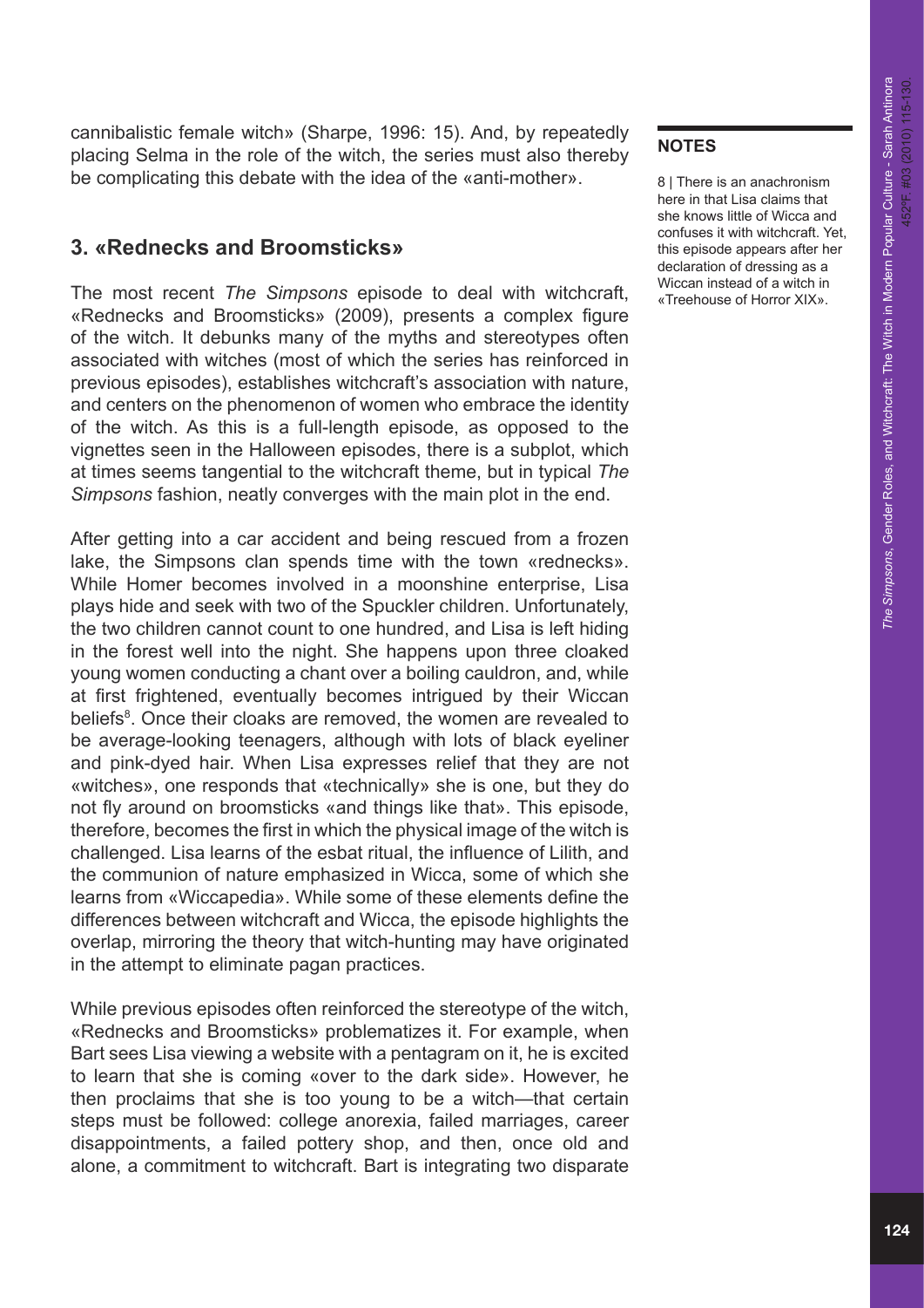cannibalistic female witch» (Sharpe, 1996: 15). And, by repeatedly placing Selma in the role of the witch, the series must also thereby be complicating this debate with the idea of the «anti-mother».

## 3. «Rednecks and Broomsticks»

The most recent *The Simpsons* episode to deal with witchcraft, «Rednecks and Broomsticks» (2009), presents a complex figure of the witch. It debunks many of the myths and stereotypes often associated with witches (most of which the series has reinforced in previous episodes), establishes witchcraft's association with nature, and centers on the phenomenon of women who embrace the identity of the witch. As this is a full-length episode, as opposed to the vignettes seen in the Halloween episodes, there is a subplot, which at times seems tangential to the witchcraft theme, but in typical *The Simpsons* fashion, neatly converges with the main plot in the end.

After getting into a car accident and being rescued from a frozen lake, the Simpsons clan spends time with the town «rednecks». While Homer becomes involved in a moonshine enterprise, Lisa plays hide and seek with two of the Spuckler children. Unfortunately, the two children cannot count to one hundred, and Lisa is left hiding in the forest well into the night. She happens upon three cloaked young women conducting a chant over a boiling cauldron, and, while at first frightened, eventually becomes intrigued by their Wiccan beliefs[8]. Once their cloaks are removed, the women are revealed to be average-looking teenagers, although with lots of black eyeliner and pink-dyed hair. When Lisa expresses relief that they are not «witches», one responds that «technically» she is one, but they do not fly around on broomsticks «and things like that». This episode, therefore, becomes the first in which the physical image of the witch is challenged. Lisa learns of the esbat ritual, the influence of Lilith, and the communion of nature emphasized in Wicca, some of which she learns from «Wiccapedia». While some of these elements define the differences between witchcraft and Wicca, the episode highlights the overlap, mirroring the theory that witch-hunting may have originated in the attempt to eliminate pagan practices.

While previous episodes often reinforced the stereotype of the witch, «Rednecks and Broomsticks» problematizes it. For example, when Bart sees Lisa viewing a website with a pentagram on it, he is excited to learn that she is coming «over to the dark side». However, he then proclaims that she is too young to be a witch—that certain steps must be followed: college anorexia, failed marriages, career disappointments, a failed pottery shop, and then, once old and alone, a commitment to witchcraft. Bart is integrating two disparate

**NOTES**

8 | There is an anachronism here in that Lisa claims that she knows little of Wicca and confuses it with witchcraft. Yet, this episode appears after her declaration of dressing as a Wiccan instead of a witch in «Treehouse of Horror XIX».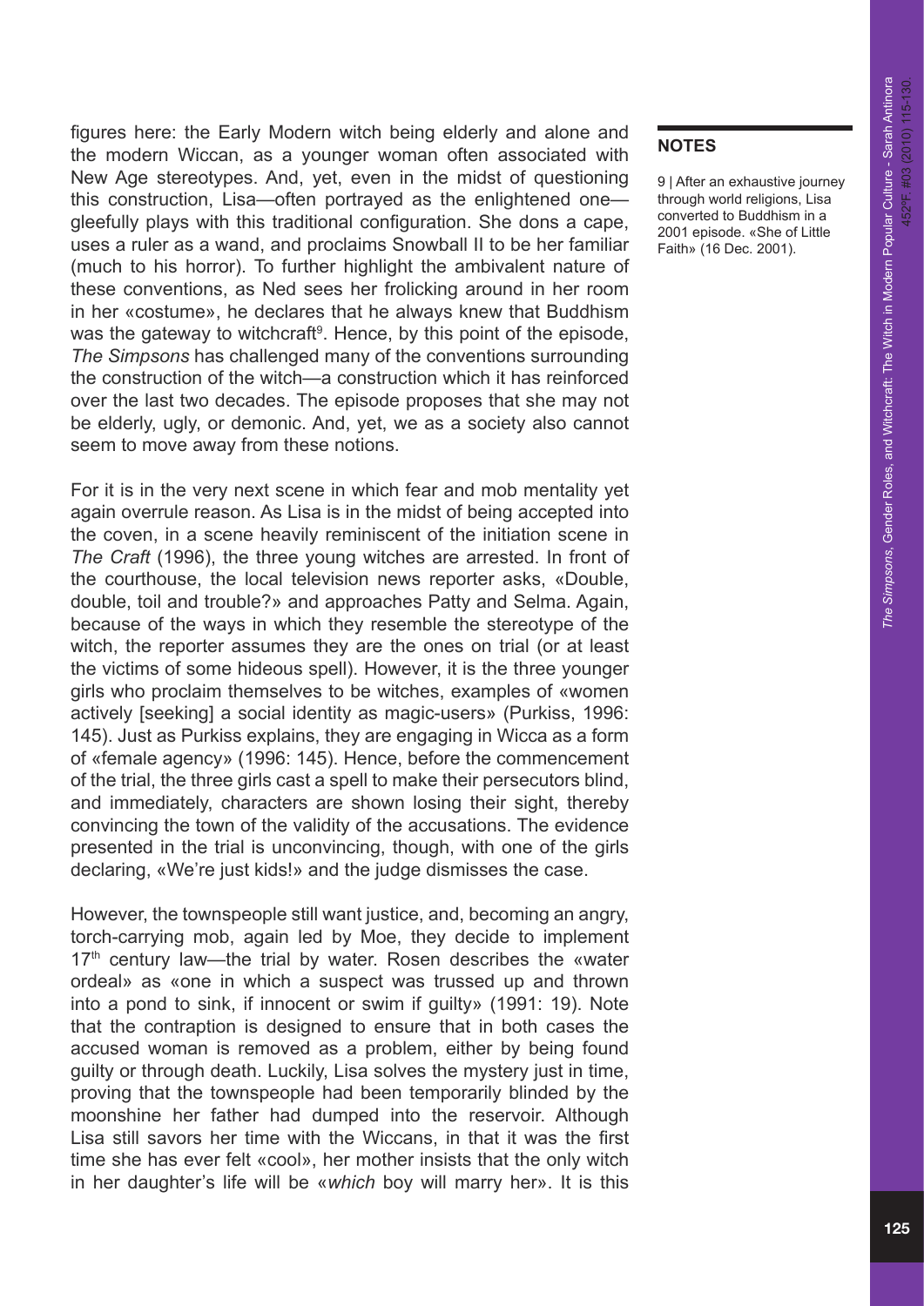figures here: the Early Modern witch being elderly and alone and the modern Wiccan, as a younger woman often associated with New Age stereotypes. And, yet, even in the midst of questioning this construction, Lisa—often portrayed as the enlightened one—gleefully plays with this traditional configuration. She dons a cape, uses a ruler as a wand, and proclaims Snowball II to be her familiar (much to his horror). To further highlight the ambivalent nature of these conventions, as Ned sees her frolicking around in her room in her «costume», he declares that he always knew that Buddhism was the gateway to witchcraft[9]. Hence, by this point of the episode, *The Simpsons* has challenged many of the conventions surrounding the construction of the witch—a construction which it has reinforced over the last two decades. The episode proposes that she may not be elderly, ugly, or demonic. And, yet, we as a society also cannot seem to move away from these notions.

For it is in the very next scene in which fear and mob mentality yet again overrule reason. As Lisa is in the midst of being accepted into the coven, in a scene heavily reminiscent of the initiation scene in *The Craft* (1996), the three young witches are arrested. In front of the courthouse, the local television news reporter asks, «Double, double, toil and trouble?» and approaches Patty and Selma. Again, because of the ways in which they resemble the stereotype of the witch, the reporter assumes they are the ones on trial (or at least the victims of some hideous spell). However, it is the three younger girls who proclaim themselves to be witches, examples of «women actively [seeking] a social identity as magic-users» (Purkiss, 1996: 145). Just as Purkiss explains, they are engaging in Wicca as a form of «female agency» (1996: 145). Hence, before the commencement of the trial, the three girls cast a spell to make their persecutors blind, and immediately, characters are shown losing their sight, thereby convincing the town of the validity of the accusations. The evidence presented in the trial is unconvincing, though, with one of the girls declaring, «We're just kids!» and the judge dismisses the case.

However, the townspeople still want justice, and, becoming an angry, torch-carrying mob, again led by Moe, they decide to implement 17th century law—the trial by water. Rosen describes the «water ordeal» as «one in which a suspect was trussed up and thrown into a pond to sink, if innocent or swim if guilty» (1991: 19). Note that the contraption is designed to ensure that in both cases the accused woman is removed as a problem, either by being found guilty or through death. Luckily, Lisa solves the mystery just in time, proving that the townspeople had been temporarily blinded by the moonshine her father had dumped into the reservoir. Although Lisa still savors her time with the Wiccans, in that it was the first time she has ever felt «cool», her mother insists that the only witch in her daughter's life will be «*which* boy will marry her». It is this

---

**NOTES**

9 | After an exhaustive journey through world religions, Lisa converted to Buddhism in a 2001 episode. «She of Little Faith» (16 Dec. 2001).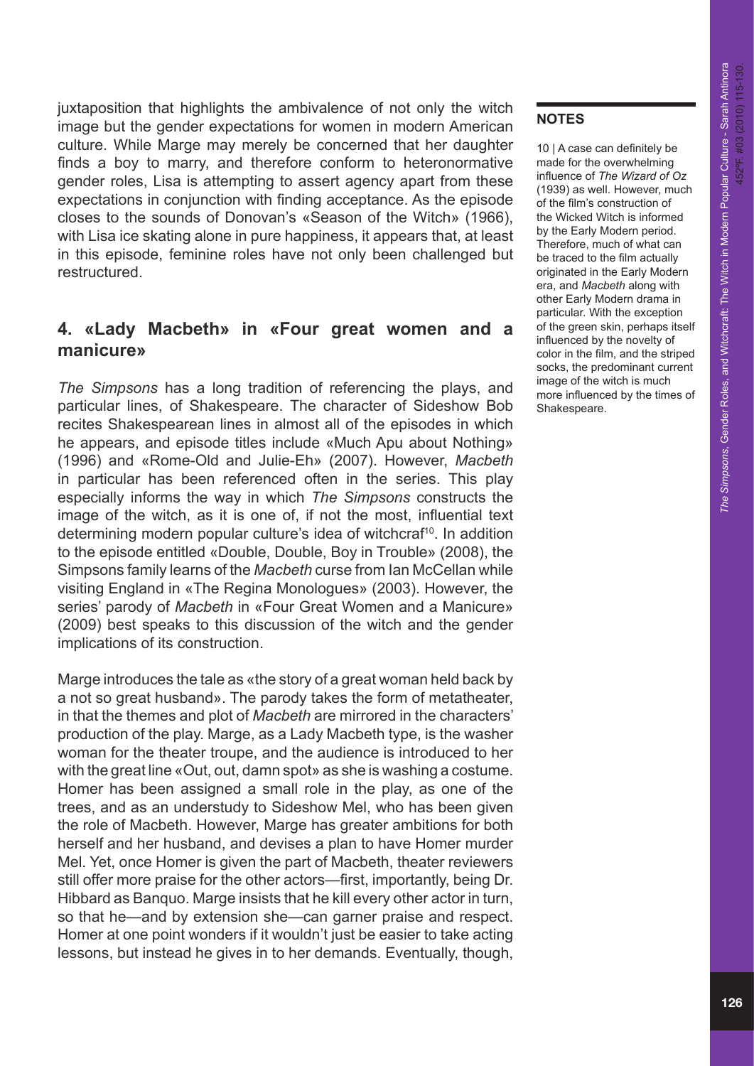juxtaposition that highlights the ambivalence of not only the witch image but the gender expectations for women in modern American culture. While Marge may merely be concerned that her daughter finds a boy to marry, and therefore conform to heteronormative gender roles, Lisa is attempting to assert agency apart from these expectations in conjunction with finding acceptance. As the episode closes to the sounds of Donovan's «Season of the Witch» (1966), with Lisa ice skating alone in pure happiness, it appears that, at least in this episode, feminine roles have not only been challenged but restructured.

## 4. «Lady Macbeth» in «Four great women and a manicure»

*The Simpsons* has a long tradition of referencing the plays, and particular lines, of Shakespeare. The character of Sideshow Bob recites Shakespearean lines in almost all of the episodes in which he appears, and episode titles include «Much Apu about Nothing» (1996) and «Rome-Old and Julie-Eh» (2007). However, *Macbeth* in particular has been referenced often in the series. This play especially informs the way in which *The Simpsons* constructs the image of the witch, as it is one of, if not the most, influential text determining modern popular culture's idea of witchcraf[10]. In addition to the episode entitled «Double, Double, Boy in Trouble» (2008), the Simpsons family learns of the *Macbeth* curse from Ian McCellan while visiting England in «The Regina Monologues» (2003). However, the series' parody of *Macbeth* in «Four Great Women and a Manicure» (2009) best speaks to this discussion of the witch and the gender implications of its construction.

Marge introduces the tale as «the story of a great woman held back by a not so great husband». The parody takes the form of metatheater, in that the themes and plot of *Macbeth* are mirrored in the characters' production of the play. Marge, as a Lady Macbeth type, is the washer woman for the theater troupe, and the audience is introduced to her with the great line «Out, out, damn spot» as she is washing a costume. Homer has been assigned a small role in the play, as one of the trees, and as an understudy to Sideshow Mel, who has been given the role of Macbeth. However, Marge has greater ambitions for both herself and her husband, and devises a plan to have Homer murder Mel. Yet, once Homer is given the part of Macbeth, theater reviewers still offer more praise for the other actors—first, importantly, being Dr. Hibbard as Banquo. Marge insists that he kill every other actor in turn, so that he—and by extension she—can garner praise and respect. Homer at one point wonders if it wouldn't just be easier to take acting lessons, but instead he gives in to her demands. Eventually, though,

**NOTES**

10 | A case can definitely be made for the overwhelming influence of *The Wizard of Oz* (1939) as well. However, much of the film's construction of the Wicked Witch is informed by the Early Modern period. Therefore, much of what can be traced to the film actually originated in the Early Modern era, and *Macbeth* along with other Early Modern drama in particular. With the exception of the green skin, perhaps itself influenced by the novelty of color in the film, and the striped socks, the predominant current image of the witch is much more influenced by the times of Shakespeare.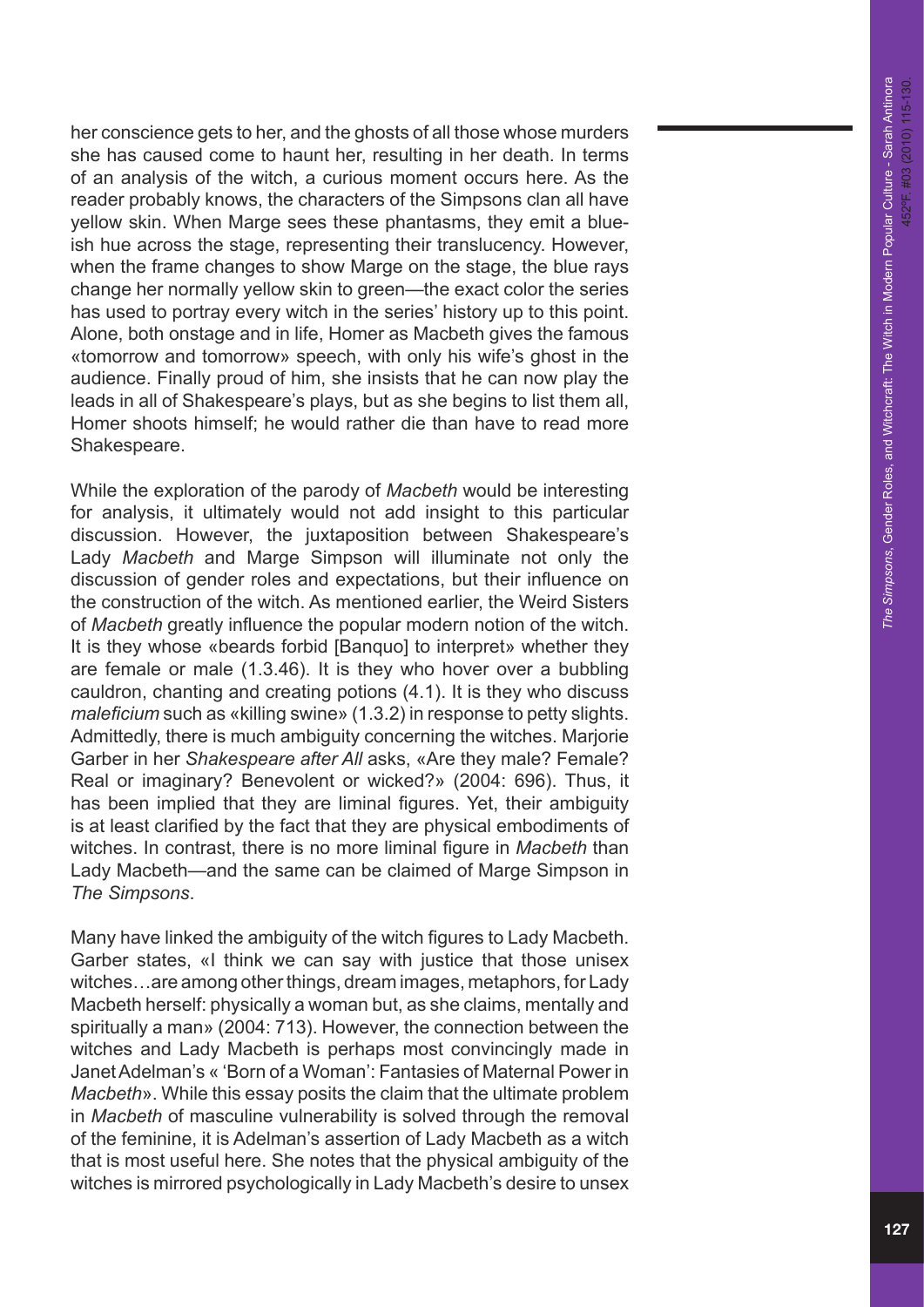her conscience gets to her, and the ghosts of all those whose murders she has caused come to haunt her, resulting in her death. In terms of an analysis of the witch, a curious moment occurs here. As the reader probably knows, the characters of the Simpsons clan all have yellow skin. When Marge sees these phantasms, they emit a blue-ish hue across the stage, representing their translucency. However, when the frame changes to show Marge on the stage, the blue rays change her normally yellow skin to green—the exact color the series has used to portray every witch in the series' history up to this point. Alone, both onstage and in life, Homer as Macbeth gives the famous «tomorrow and tomorrow» speech, with only his wife's ghost in the audience. Finally proud of him, she insists that he can now play the leads in all of Shakespeare's plays, but as she begins to list them all, Homer shoots himself; he would rather die than have to read more Shakespeare.

While the exploration of the parody of *Macbeth* would be interesting for analysis, it ultimately would not add insight to this particular discussion. However, the juxtaposition between Shakespeare's Lady *Macbeth* and Marge Simpson will illuminate not only the discussion of gender roles and expectations, but their influence on the construction of the witch. As mentioned earlier, the Weird Sisters of *Macbeth* greatly influence the popular modern notion of the witch. It is they whose «beards forbid [Banquo] to interpret» whether they are female or male (1.3.46). It is they who hover over a bubbling cauldron, chanting and creating potions (4.1). It is they who discuss *maleficium* such as «killing swine» (1.3.2) in response to petty slights. Admittedly, there is much ambiguity concerning the witches. Marjorie Garber in her *Shakespeare after All* asks, «Are they male? Female? Real or imaginary? Benevolent or wicked?» (2004: 696). Thus, it has been implied that they are liminal figures. Yet, their ambiguity is at least clarified by the fact that they are physical embodiments of witches. In contrast, there is no more liminal figure in *Macbeth* than Lady Macbeth—and the same can be claimed of Marge Simpson in *The Simpsons*.

Many have linked the ambiguity of the witch figures to Lady Macbeth. Garber states, «I think we can say with justice that those unisex witches…are among other things, dream images, metaphors, for Lady Macbeth herself: physically a woman but, as she claims, mentally and spiritually a man» (2004: 713). However, the connection between the witches and Lady Macbeth is perhaps most convincingly made in Janet Adelman's « 'Born of a Woman': Fantasies of Maternal Power in *Macbeth*». While this essay posits the claim that the ultimate problem in *Macbeth* of masculine vulnerability is solved through the removal of the feminine, it is Adelman's assertion of Lady Macbeth as a witch that is most useful here. She notes that the physical ambiguity of the witches is mirrored psychologically in Lady Macbeth's desire to unsex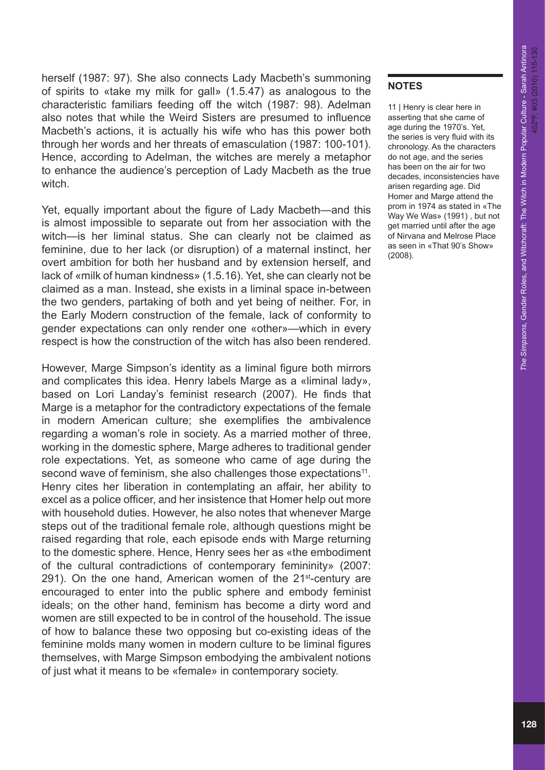herself (1987: 97). She also connects Lady Macbeth's summoning of spirits to «take my milk for gall» (1.5.47) as analogous to the characteristic familiars feeding off the witch (1987: 98). Adelman also notes that while the Weird Sisters are presumed to influence Macbeth's actions, it is actually his wife who has this power both through her words and her threats of emasculation (1987: 100-101). Hence, according to Adelman, the witches are merely a metaphor to enhance the audience's perception of Lady Macbeth as the true witch.

Yet, equally important about the figure of Lady Macbeth—and this is almost impossible to separate out from her association with the witch—is her liminal status. She can clearly not be claimed as feminine, due to her lack (or disruption) of a maternal instinct, her overt ambition for both her husband and by extension herself, and lack of «milk of human kindness» (1.5.16). Yet, she can clearly not be claimed as a man. Instead, she exists in a liminal space in-between the two genders, partaking of both and yet being of neither. For, in the Early Modern construction of the female, lack of conformity to gender expectations can only render one «other»—which in every respect is how the construction of the witch has also been rendered.

However, Marge Simpson's identity as a liminal figure both mirrors and complicates this idea. Henry labels Marge as a «liminal lady», based on Lori Landay's feminist research (2007). He finds that Marge is a metaphor for the contradictory expectations of the female in modern American culture; she exemplifies the ambivalence regarding a woman's role in society. As a married mother of three, working in the domestic sphere, Marge adheres to traditional gender role expectations. Yet, as someone who came of age during the second wave of feminism, she also challenges those expectations[11]. Henry cites her liberation in contemplating an affair, her ability to excel as a police officer, and her insistence that Homer help out more with household duties. However, he also notes that whenever Marge steps out of the traditional female role, although questions might be raised regarding that role, each episode ends with Marge returning to the domestic sphere. Hence, Henry sees her as «the embodiment of the cultural contradictions of contemporary femininity» (2007: 291). On the one hand, American women of the 21st-century are encouraged to enter into the public sphere and embody feminist ideals; on the other hand, feminism has become a dirty word and women are still expected to be in control of the household. The issue of how to balance these two opposing but co-existing ideas of the feminine molds many women in modern culture to be liminal figures themselves, with Marge Simpson embodying the ambivalent notions of just what it means to be «female» in contemporary society.

## NOTES

11 | Henry is clear here in asserting that she came of age during the 1970's. Yet, the series is very fluid with its chronology. As the characters do not age, and the series has been on the air for two decades, inconsistencies have arisen regarding age. Did Homer and Marge attend the prom in 1974 as stated in «The Way We Was» (1991) , but not get married until after the age of Nirvana and Melrose Place as seen in «That 90's Show» (2008).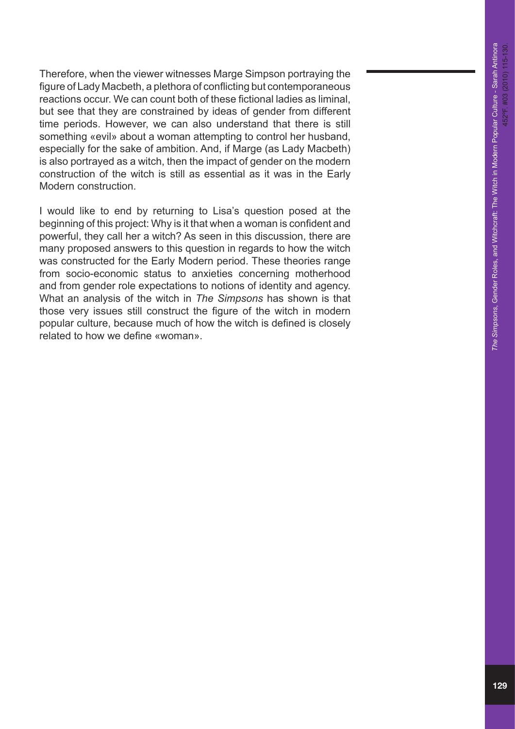Therefore, when the viewer witnesses Marge Simpson portraying the figure of Lady Macbeth, a plethora of conflicting but contemporaneous reactions occur. We can count both of these fictional ladies as liminal, but see that they are constrained by ideas of gender from different time periods. However, we can also understand that there is still something «evil» about a woman attempting to control her husband, especially for the sake of ambition. And, if Marge (as Lady Macbeth) is also portrayed as a witch, then the impact of gender on the modern construction of the witch is still as essential as it was in the Early Modern construction.

I would like to end by returning to Lisa's question posed at the beginning of this project: Why is it that when a woman is confident and powerful, they call her a witch? As seen in this discussion, there are many proposed answers to this question in regards to how the witch was constructed for the Early Modern period. These theories range from socio-economic status to anxieties concerning motherhood and from gender role expectations to notions of identity and agency. What an analysis of the witch in *The Simpsons* has shown is that those very issues still construct the figure of the witch in modern popular culture, because much of how the witch is defined is closely related to how we define «woman».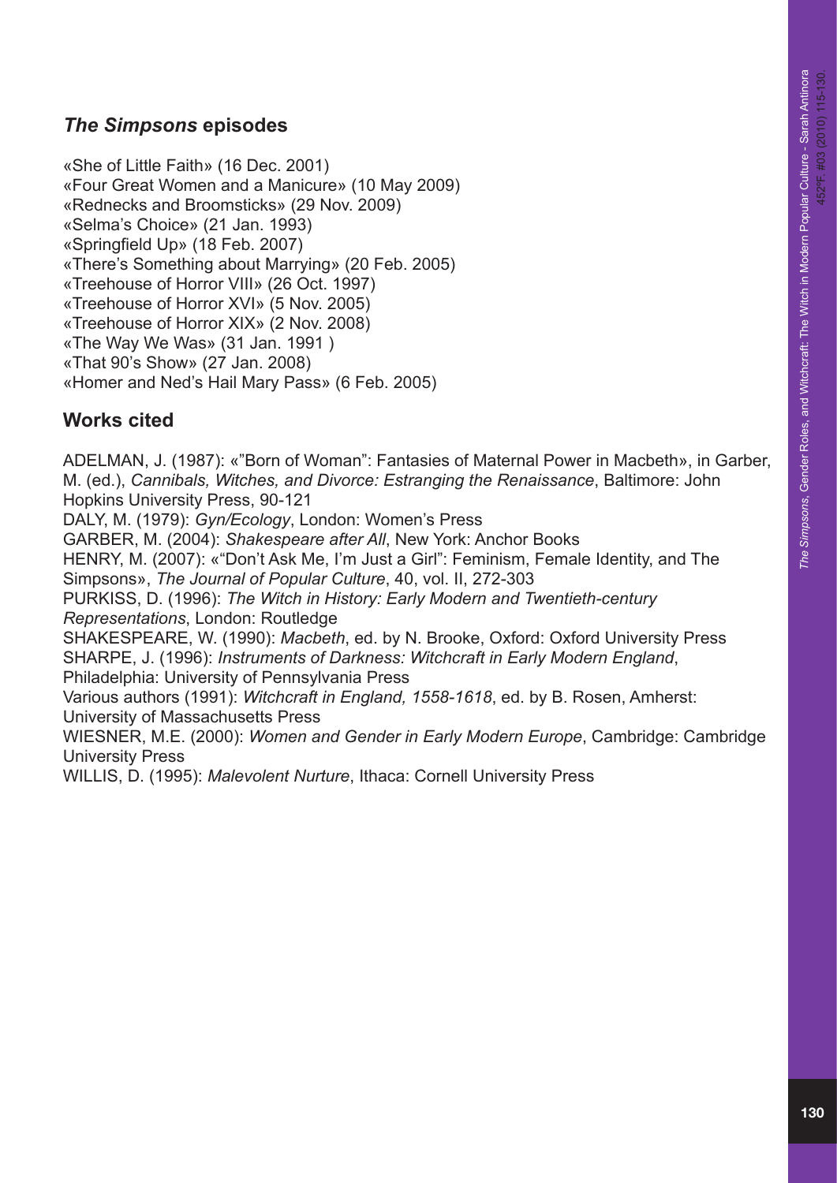## *The Simpsons* episodes

«She of Little Faith» (16 Dec. 2001)
«Four Great Women and a Manicure» (10 May 2009)
«Rednecks and Broomsticks» (29 Nov. 2009)
«Selma's Choice» (21 Jan. 1993)
«Springfield Up» (18 Feb. 2007)
«There's Something about Marrying» (20 Feb. 2005)
«Treehouse of Horror VIII» (26 Oct. 1997)
«Treehouse of Horror XVI» (5 Nov. 2005)
«Treehouse of Horror XIX» (2 Nov. 2008)
«The Way We Was» (31 Jan. 1991 )
«That 90's Show» (27 Jan. 2008)
«Homer and Ned's Hail Mary Pass» (6 Feb. 2005)

## Works cited

ADELMAN, J. (1987): «"Born of Woman": Fantasies of Maternal Power in Macbeth», in Garber, M. (ed.), *Cannibals, Witches, and Divorce: Estranging the Renaissance*, Baltimore: John Hopkins University Press, 90-121
DALY, M. (1979): *Gyn/Ecology*, London: Women's Press
GARBER, M. (2004): *Shakespeare after All*, New York: Anchor Books
HENRY, M. (2007): «"Don't Ask Me, I'm Just a Girl": Feminism, Female Identity, and The Simpsons», *The Journal of Popular Culture*, 40, vol. II, 272-303
PURKISS, D. (1996): *The Witch in History: Early Modern and Twentieth-century Representations*, London: Routledge
SHAKESPEARE, W. (1990): *Macbeth*, ed. by N. Brooke, Oxford: Oxford University Press
SHARPE, J. (1996): *Instruments of Darkness: Witchcraft in Early Modern England*, Philadelphia: University of Pennsylvania Press
Various authors (1991): *Witchcraft in England, 1558-1618*, ed. by B. Rosen, Amherst: University of Massachusetts Press
WIESNER, M.E. (2000): *Women and Gender in Early Modern Europe*, Cambridge: Cambridge University Press
WILLIS, D. (1995): *Malevolent Nurture*, Ithaca: Cornell University Press